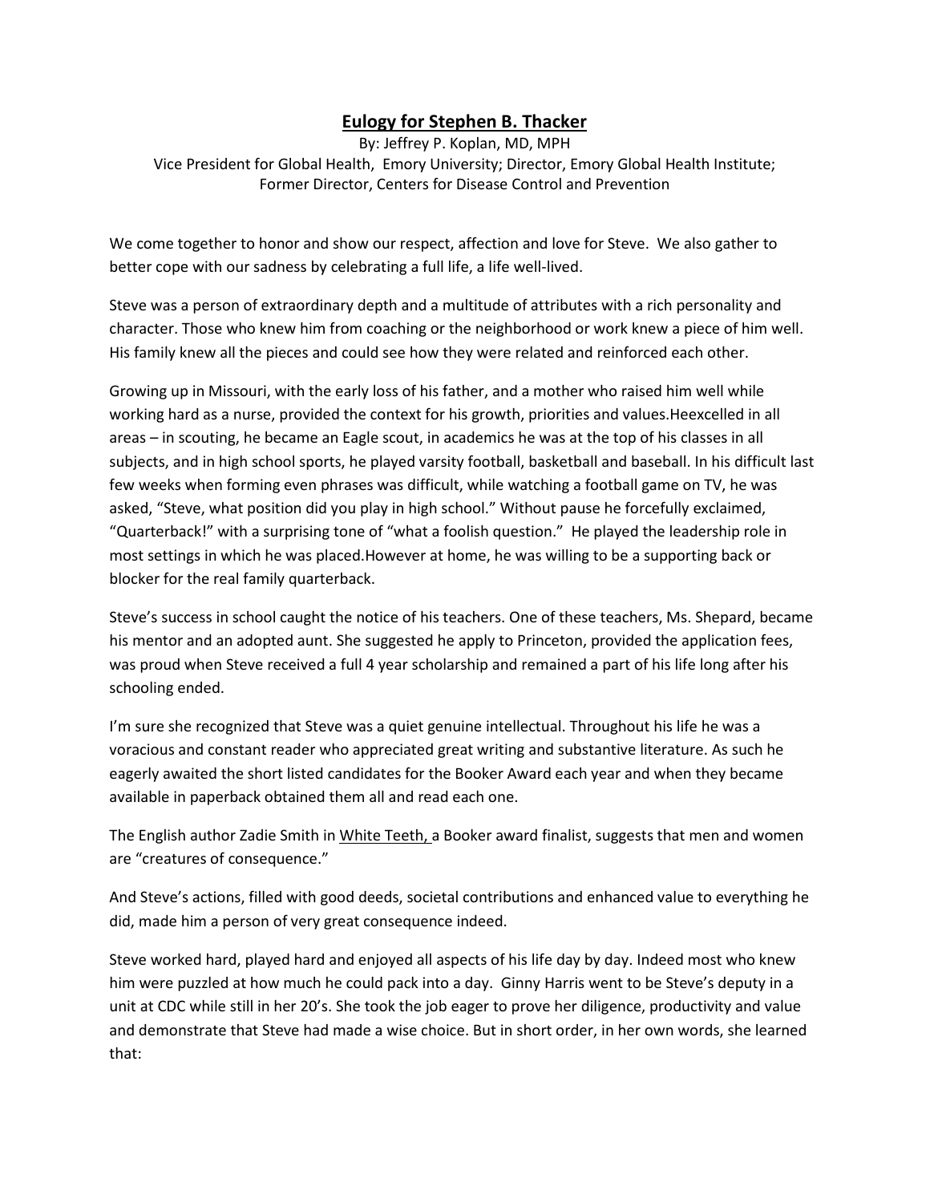# Eulogy for Stephen B. Thacker

By: Jeffrey P. Koplan, MD, MPH
Vice President for Global Health, Emory University; Director, Emory Global Health Institute;
Former Director, Centers for Disease Control and Prevention

We come together to honor and show our respect, affection and love for Steve. We also gather to better cope with our sadness by celebrating a full life, a life well-lived.

Steve was a person of extraordinary depth and a multitude of attributes with a rich personality and character. Those who knew him from coaching or the neighborhood or work knew a piece of him well. His family knew all the pieces and could see how they were related and reinforced each other.

Growing up in Missouri, with the early loss of his father, and a mother who raised him well while working hard as a nurse, provided the context for his growth, priorities and values.Heexcelled in all areas – in scouting, he became an Eagle scout, in academics he was at the top of his classes in all subjects, and in high school sports, he played varsity football, basketball and baseball. In his difficult last few weeks when forming even phrases was difficult, while watching a football game on TV, he was asked, "Steve, what position did you play in high school." Without pause he forcefully exclaimed, "Quarterback!" with a surprising tone of "what a foolish question." He played the leadership role in most settings in which he was placed.However at home, he was willing to be a supporting back or blocker for the real family quarterback.

Steve's success in school caught the notice of his teachers. One of these teachers, Ms. Shepard, became his mentor and an adopted aunt. She suggested he apply to Princeton, provided the application fees, was proud when Steve received a full 4 year scholarship and remained a part of his life long after his schooling ended.

I'm sure she recognized that Steve was a quiet genuine intellectual. Throughout his life he was a voracious and constant reader who appreciated great writing and substantive literature. As such he eagerly awaited the short listed candidates for the Booker Award each year and when they became available in paperback obtained them all and read each one.

The English author Zadie Smith in <u>White Teeth,</u> a Booker award finalist, suggests that men and women are "creatures of consequence."

And Steve's actions, filled with good deeds, societal contributions and enhanced value to everything he did, made him a person of very great consequence indeed.

Steve worked hard, played hard and enjoyed all aspects of his life day by day. Indeed most who knew him were puzzled at how much he could pack into a day. Ginny Harris went to be Steve's deputy in a unit at CDC while still in her 20's. She took the job eager to prove her diligence, productivity and value and demonstrate that Steve had made a wise choice. But in short order, in her own words, she learned that: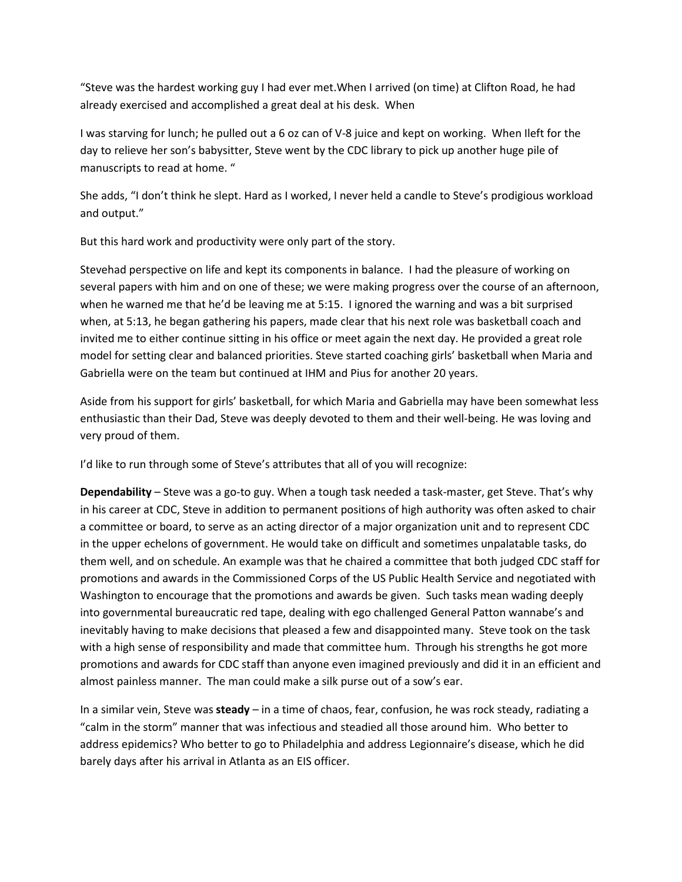"Steve was the hardest working guy I had ever met.When I arrived (on time) at Clifton Road, he had already exercised and accomplished a great deal at his desk. When

I was starving for lunch; he pulled out a 6 oz can of V-8 juice and kept on working. When Ileft for the day to relieve her son's babysitter, Steve went by the CDC library to pick up another huge pile of manuscripts to read at home. "

She adds, "I don't think he slept. Hard as I worked, I never held a candle to Steve's prodigious workload and output."

But this hard work and productivity were only part of the story.

Stevehad perspective on life and kept its components in balance. I had the pleasure of working on several papers with him and on one of these; we were making progress over the course of an afternoon, when he warned me that he'd be leaving me at 5:15. I ignored the warning and was a bit surprised when, at 5:13, he began gathering his papers, made clear that his next role was basketball coach and invited me to either continue sitting in his office or meet again the next day. He provided a great role model for setting clear and balanced priorities. Steve started coaching girls' basketball when Maria and Gabriella were on the team but continued at IHM and Pius for another 20 years.

Aside from his support for girls' basketball, for which Maria and Gabriella may have been somewhat less enthusiastic than their Dad, Steve was deeply devoted to them and their well-being. He was loving and very proud of them.

I'd like to run through some of Steve's attributes that all of you will recognize:

**Dependability** – Steve was a go-to guy. When a tough task needed a task-master, get Steve. That's why in his career at CDC, Steve in addition to permanent positions of high authority was often asked to chair a committee or board, to serve as an acting director of a major organization unit and to represent CDC in the upper echelons of government. He would take on difficult and sometimes unpalatable tasks, do them well, and on schedule. An example was that he chaired a committee that both judged CDC staff for promotions and awards in the Commissioned Corps of the US Public Health Service and negotiated with Washington to encourage that the promotions and awards be given. Such tasks mean wading deeply into governmental bureaucratic red tape, dealing with ego challenged General Patton wannabe's and inevitably having to make decisions that pleased a few and disappointed many. Steve took on the task with a high sense of responsibility and made that committee hum. Through his strengths he got more promotions and awards for CDC staff than anyone even imagined previously and did it in an efficient and almost painless manner. The man could make a silk purse out of a sow's ear.

In a similar vein, Steve was **steady** – in a time of chaos, fear, confusion, he was rock steady, radiating a "calm in the storm" manner that was infectious and steadied all those around him. Who better to address epidemics? Who better to go to Philadelphia and address Legionnaire's disease, which he did barely days after his arrival in Atlanta as an EIS officer.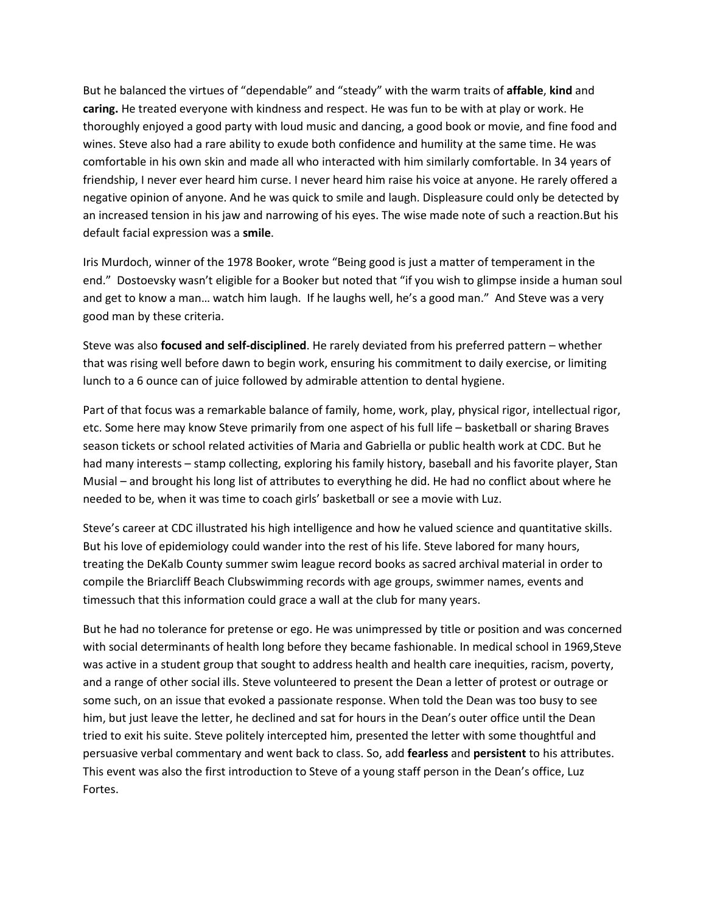But he balanced the virtues of "dependable" and "steady" with the warm traits of **affable**, **kind** and **caring.** He treated everyone with kindness and respect. He was fun to be with at play or work. He thoroughly enjoyed a good party with loud music and dancing, a good book or movie, and fine food and wines. Steve also had a rare ability to exude both confidence and humility at the same time. He was comfortable in his own skin and made all who interacted with him similarly comfortable. In 34 years of friendship, I never ever heard him curse. I never heard him raise his voice at anyone. He rarely offered a negative opinion of anyone. And he was quick to smile and laugh. Displeasure could only be detected by an increased tension in his jaw and narrowing of his eyes. The wise made note of such a reaction.But his default facial expression was a **smile**.

Iris Murdoch, winner of the 1978 Booker, wrote "Being good is just a matter of temperament in the end." Dostoevsky wasn't eligible for a Booker but noted that "if you wish to glimpse inside a human soul and get to know a man… watch him laugh. If he laughs well, he's a good man." And Steve was a very good man by these criteria.

Steve was also **focused and self-disciplined**. He rarely deviated from his preferred pattern – whether that was rising well before dawn to begin work, ensuring his commitment to daily exercise, or limiting lunch to a 6 ounce can of juice followed by admirable attention to dental hygiene.

Part of that focus was a remarkable balance of family, home, work, play, physical rigor, intellectual rigor, etc. Some here may know Steve primarily from one aspect of his full life – basketball or sharing Braves season tickets or school related activities of Maria and Gabriella or public health work at CDC. But he had many interests – stamp collecting, exploring his family history, baseball and his favorite player, Stan Musial – and brought his long list of attributes to everything he did. He had no conflict about where he needed to be, when it was time to coach girls' basketball or see a movie with Luz.

Steve's career at CDC illustrated his high intelligence and how he valued science and quantitative skills. But his love of epidemiology could wander into the rest of his life. Steve labored for many hours, treating the DeKalb County summer swim league record books as sacred archival material in order to compile the Briarcliff Beach Clubswimming records with age groups, swimmer names, events and timessuch that this information could grace a wall at the club for many years.

But he had no tolerance for pretense or ego. He was unimpressed by title or position and was concerned with social determinants of health long before they became fashionable. In medical school in 1969,Steve was active in a student group that sought to address health and health care inequities, racism, poverty, and a range of other social ills. Steve volunteered to present the Dean a letter of protest or outrage or some such, on an issue that evoked a passionate response. When told the Dean was too busy to see him, but just leave the letter, he declined and sat for hours in the Dean's outer office until the Dean tried to exit his suite. Steve politely intercepted him, presented the letter with some thoughtful and persuasive verbal commentary and went back to class. So, add **fearless** and **persistent** to his attributes. This event was also the first introduction to Steve of a young staff person in the Dean's office, Luz Fortes.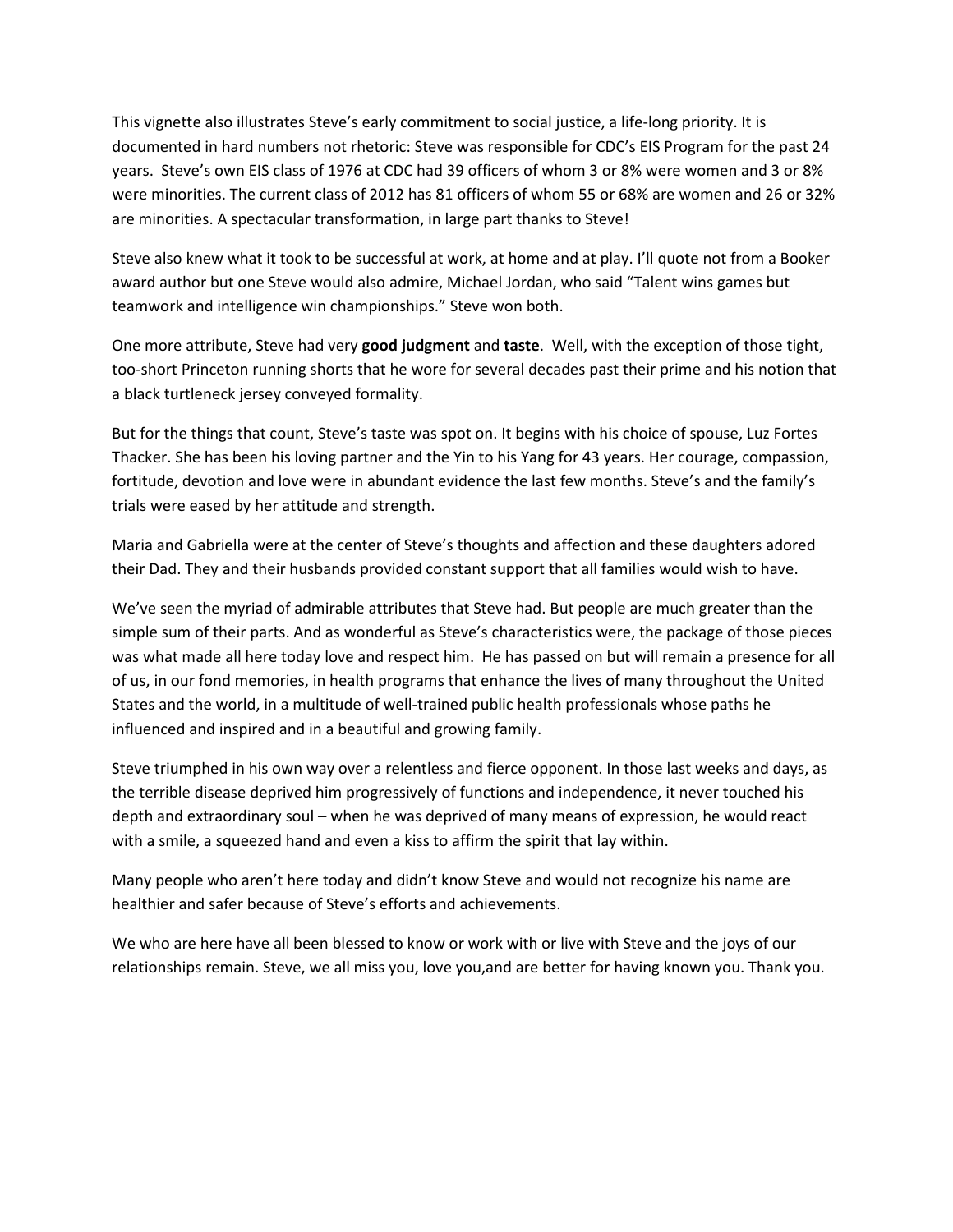This vignette also illustrates Steve's early commitment to social justice, a life-long priority. It is documented in hard numbers not rhetoric: Steve was responsible for CDC's EIS Program for the past 24 years. Steve's own EIS class of 1976 at CDC had 39 officers of whom 3 or 8% were women and 3 or 8% were minorities. The current class of 2012 has 81 officers of whom 55 or 68% are women and 26 or 32% are minorities. A spectacular transformation, in large part thanks to Steve!

Steve also knew what it took to be successful at work, at home and at play. I'll quote not from a Booker award author but one Steve would also admire, Michael Jordan, who said "Talent wins games but teamwork and intelligence win championships." Steve won both.

One more attribute, Steve had very **good judgment** and **taste**. Well, with the exception of those tight, too-short Princeton running shorts that he wore for several decades past their prime and his notion that a black turtleneck jersey conveyed formality.

But for the things that count, Steve's taste was spot on. It begins with his choice of spouse, Luz Fortes Thacker. She has been his loving partner and the Yin to his Yang for 43 years. Her courage, compassion, fortitude, devotion and love were in abundant evidence the last few months. Steve's and the family's trials were eased by her attitude and strength.

Maria and Gabriella were at the center of Steve's thoughts and affection and these daughters adored their Dad. They and their husbands provided constant support that all families would wish to have.

We've seen the myriad of admirable attributes that Steve had. But people are much greater than the simple sum of their parts. And as wonderful as Steve's characteristics were, the package of those pieces was what made all here today love and respect him. He has passed on but will remain a presence for all of us, in our fond memories, in health programs that enhance the lives of many throughout the United States and the world, in a multitude of well-trained public health professionals whose paths he influenced and inspired and in a beautiful and growing family.

Steve triumphed in his own way over a relentless and fierce opponent. In those last weeks and days, as the terrible disease deprived him progressively of functions and independence, it never touched his depth and extraordinary soul – when he was deprived of many means of expression, he would react with a smile, a squeezed hand and even a kiss to affirm the spirit that lay within.

Many people who aren't here today and didn't know Steve and would not recognize his name are healthier and safer because of Steve's efforts and achievements.

We who are here have all been blessed to know or work with or live with Steve and the joys of our relationships remain. Steve, we all miss you, love you,and are better for having known you. Thank you.